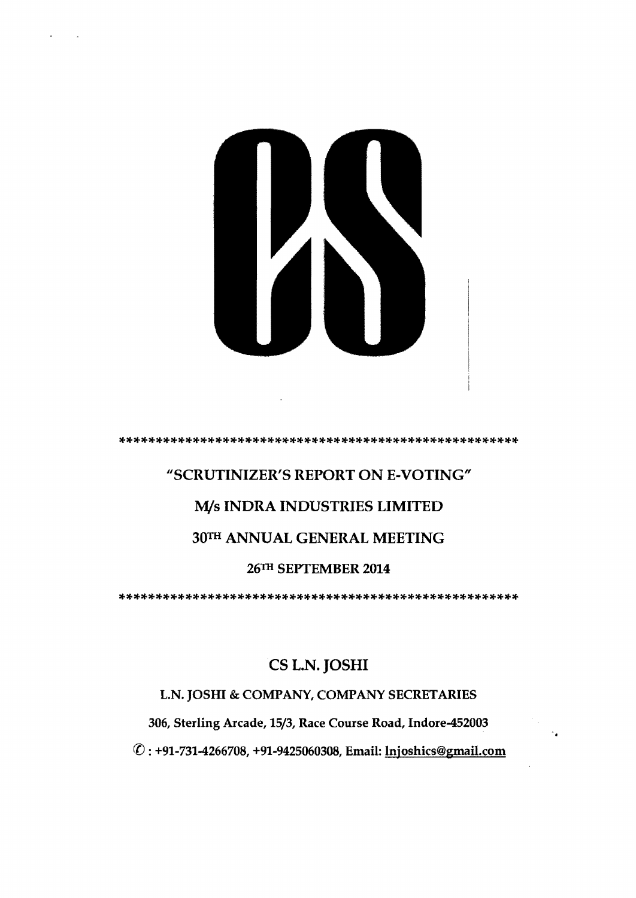"SCRUTINIZER'S REPORT ON E-VOTING"

M/s INDRA INDUSTRIES LIMITED

30TH ANNUAL GENERAL MEETING

26TH SEPTEMBER 2014

CS L.N. JOSHI

L.N. JOSHI & COMPANY, COMPANY SECRETARIES

306, Sterling Arcade, 15/3, Race Course Road, Indore-452003

✆ : +91-731-4266708, +91-9425060308, Email: lnjoshics@gmail.com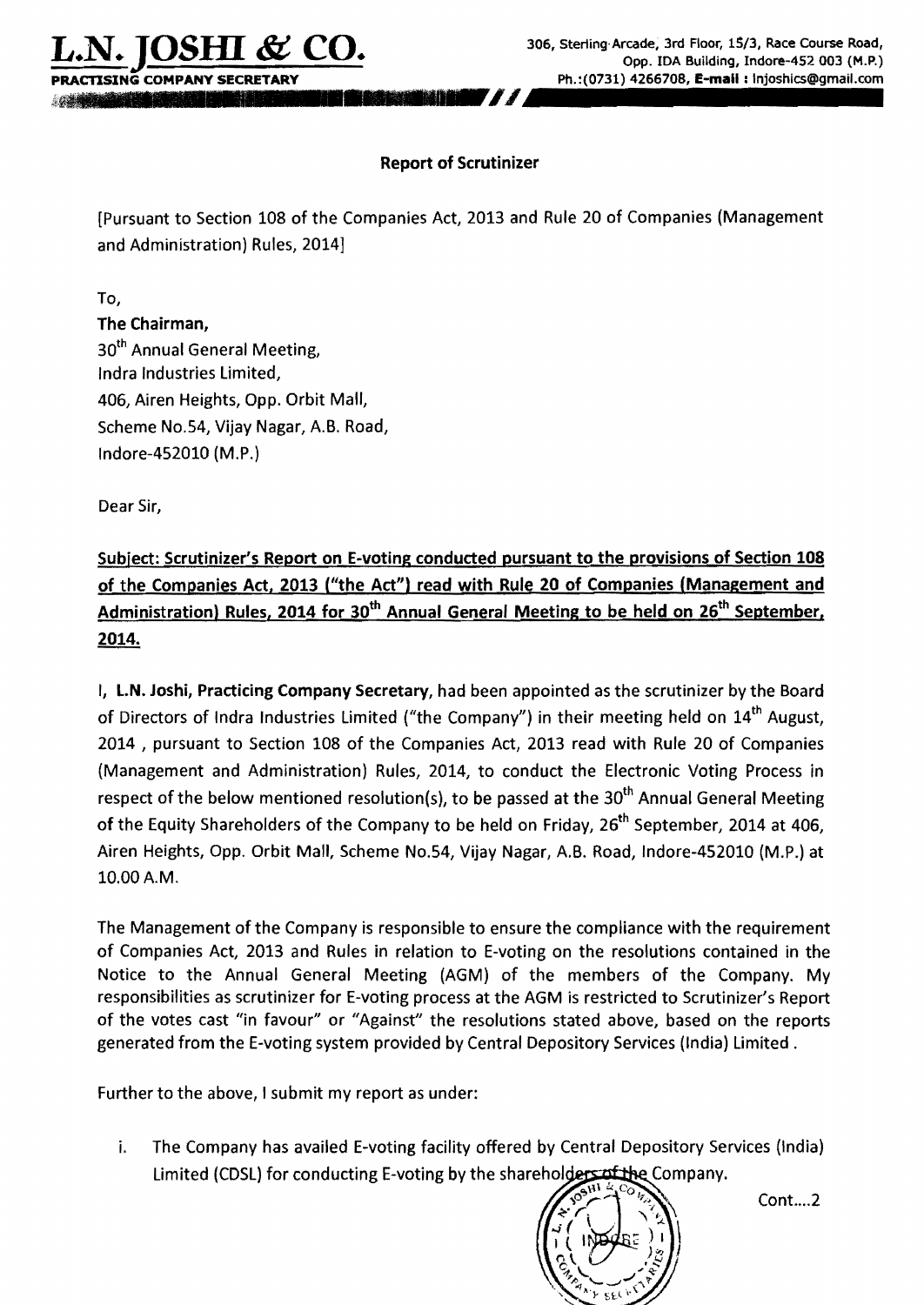**L.N. JOSHI & CO.**
**PRACTISING COMPANY SECRETARY**

306, Sterling Arcade, 3rd Floor, 15/3, Race Course Road, Opp. IDA Building, Indore-452 003 (M.P.) Ph.:(0731) 4266708, **E-mail** : lnjoshics@gmail.com

**Report of Scrutinizer**

[Pursuant to Section 108 of the Companies Act, 2013 and Rule 20 of Companies (Management and Administration) Rules, 2014]

To,

**The Chairman,**
30th Annual General Meeting,
Indra Industries Limited,
406, Airen Heights, Opp. Orbit Mall,
Scheme No.54, Vijay Nagar, A.B. Road,
Indore-452010 (M.P.)

Dear Sir,

**Subject: Scrutinizer's Report on E-voting conducted pursuant to the provisions of Section 108 of the Companies Act, 2013 ("the Act") read with Rule 20 of Companies (Management and Administration) Rules, 2014 for 30th Annual General Meeting to be held on 26th September, 2014.**

I, **L.N. Joshi, Practicing Company Secretary,** had been appointed as the scrutinizer by the Board of Directors of Indra Industries Limited ("the Company") in their meeting held on 14th August, 2014 , pursuant to Section 108 of the Companies Act, 2013 read with Rule 20 of Companies (Management and Administration) Rules, 2014, to conduct the Electronic Voting Process in respect of the below mentioned resolution(s), to be passed at the 30th Annual General Meeting of the Equity Shareholders of the Company to be held on Friday, 26th September, 2014 at 406, Airen Heights, Opp. Orbit Mall, Scheme No.54, Vijay Nagar, A.B. Road, Indore-452010 (M.P.) at 10.00 A.M.

The Management of the Company is responsible to ensure the compliance with the requirement of Companies Act, 2013 and Rules in relation to E-voting on the resolutions contained in the Notice to the Annual General Meeting (AGM) of the members of the Company. My responsibilities as scrutinizer for E-voting process at the AGM is restricted to Scrutinizer's Report of the votes cast "in favour" or "Against" the resolutions stated above, based on the reports generated from the E-voting system provided by Central Depository Services (India) Limited .

Further to the above, I submit my report as under:

i. The Company has availed E-voting facility offered by Central Depository Services (India) Limited (CDSL) for conducting E-voting by the shareholders of the Company.

Cont....2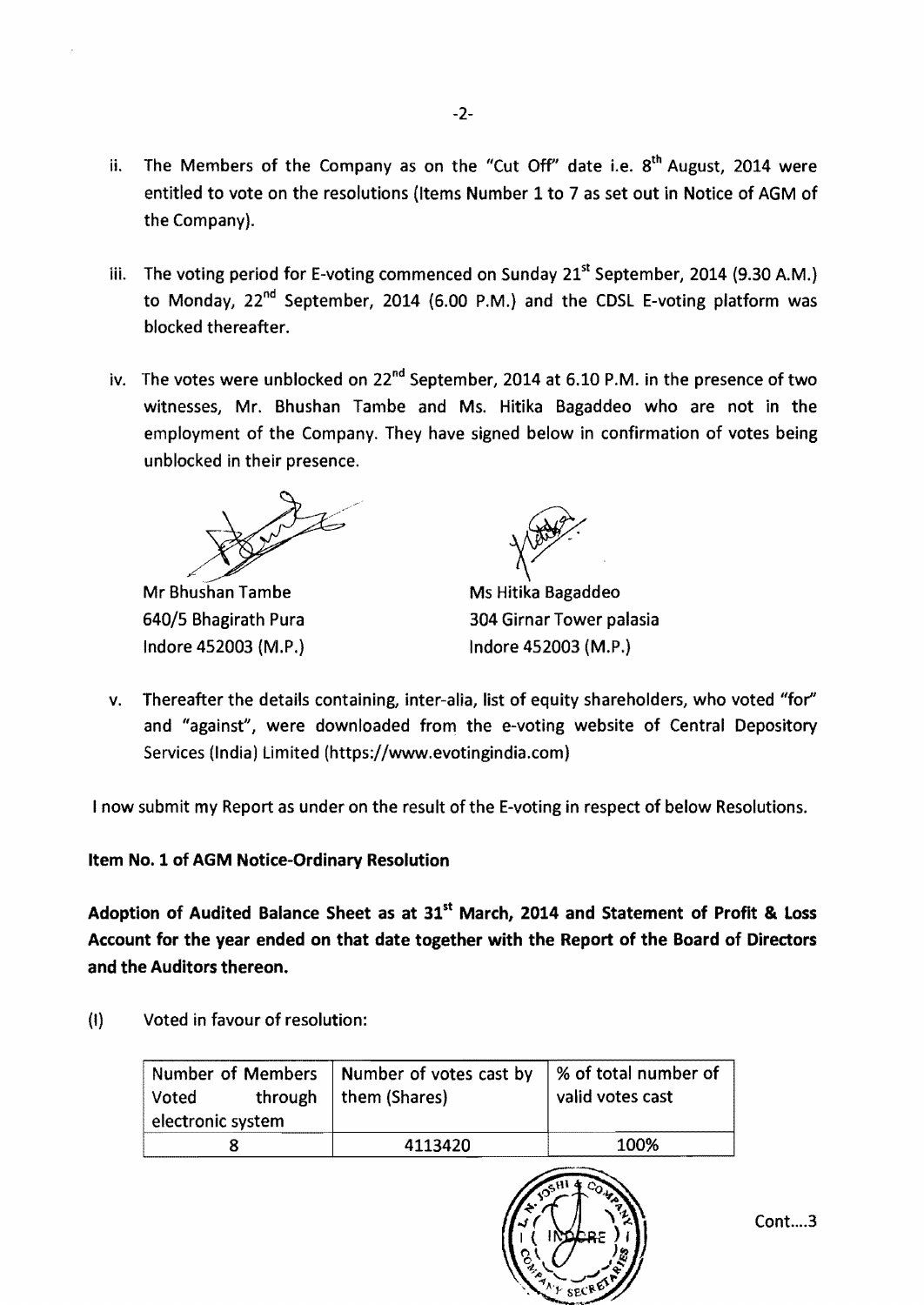ii. The Members of the Company as on the "Cut Off" date i.e. 8th August, 2014 were entitled to vote on the resolutions (Items Number 1 to 7 as set out in Notice of AGM of the Company).

iii. The voting period for E-voting commenced on Sunday 21st September, 2014 (9.30 A.M.) to Monday, 22nd September, 2014 (6.00 P.M.) and the CDSL E-voting platform was blocked thereafter.

iv. The votes were unblocked on 22nd September, 2014 at 6.10 P.M. in the presence of two witnesses, Mr. Bhushan Tambe and Ms. Hitika Bagaddeo who are not in the employment of the Company. They have signed below in confirmation of votes being unblocked in their presence.

Mr Bhushan Tambe
640/5 Bhagirath Pura
Indore 452003 (M.P.)

Ms Hitika Bagaddeo
304 Girnar Tower palasia
Indore 452003 (M.P.)

v. Thereafter the details containing, inter-alia, list of equity shareholders, who voted "for" and "against", were downloaded from the e-voting website of Central Depository Services (India) Limited (https://www.evotingindia.com)

I now submit my Report as under on the result of the E-voting in respect of below Resolutions.

**Item No. 1 of AGM Notice-Ordinary Resolution**

**Adoption of Audited Balance Sheet as at 31st March, 2014 and Statement of Profit & Loss Account for the year ended on that date together with the Report of the Board of Directors and the Auditors thereon.**

(I) Voted in favour of resolution:

| Number of Members Voted through electronic system | Number of votes cast by them (Shares) | % of total number of valid votes cast |
|---|---|---|
| 8 | 4113420 | 100% |

Cont....3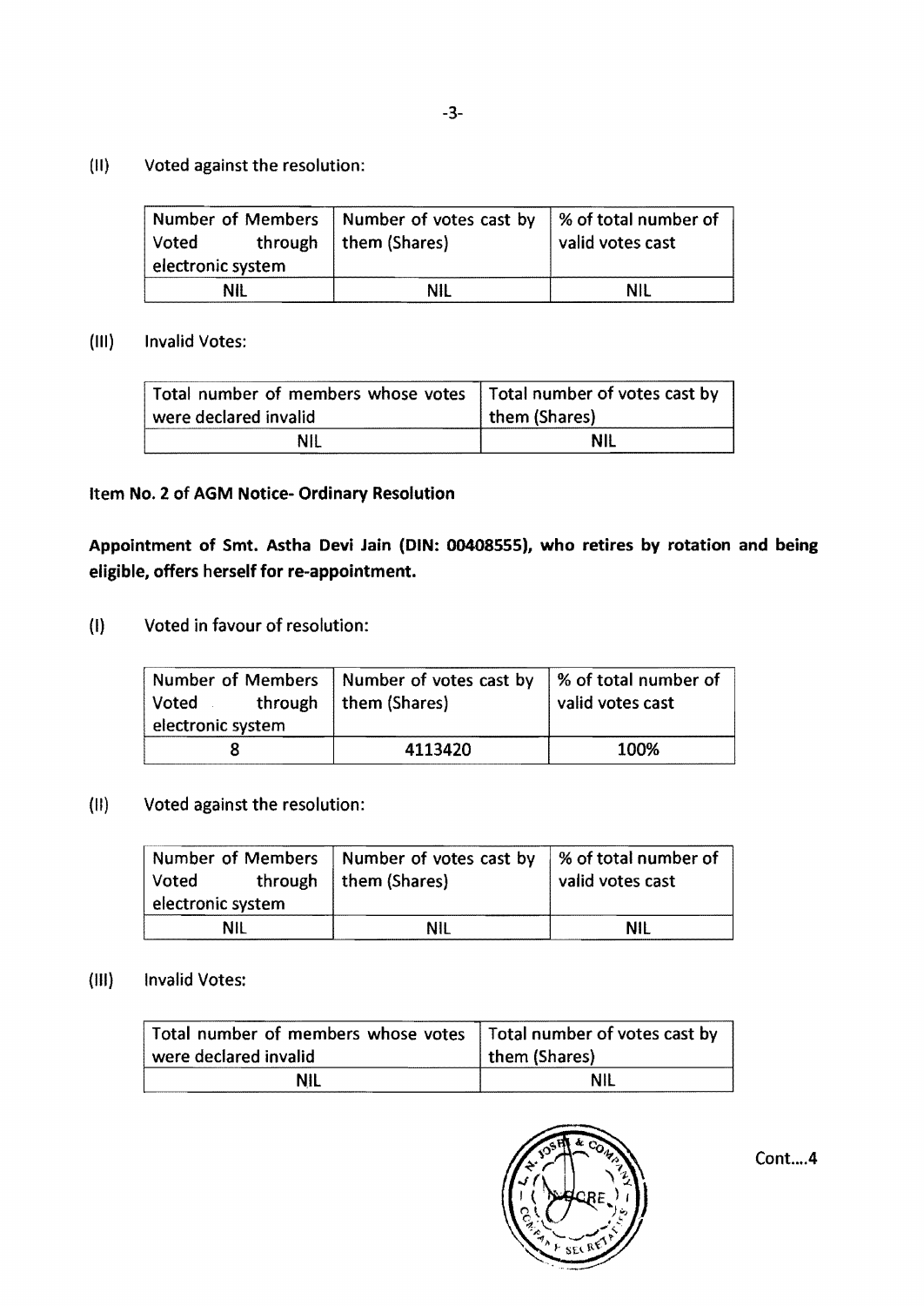(II) Voted against the resolution:

| Number of Members Voted through electronic system | Number of votes cast by them (Shares) | % of total number of valid votes cast |
|---|---|---|
| NIL | NIL | NIL |

(III) Invalid Votes:

| Total number of members whose votes were declared invalid | Total number of votes cast by them (Shares) |
|---|---|
| NIL | NIL |

**Item No. 2 of AGM Notice- Ordinary Resolution**

**Appointment of Smt. Astha Devi Jain (DIN: 00408555), who retires by rotation and being eligible, offers herself for re-appointment.**

(I) Voted in favour of resolution:

| Number of Members Voted through electronic system | Number of votes cast by them (Shares) | % of total number of valid votes cast |
|---|---|---|
| 8 | 4113420 | 100% |

(II) Voted against the resolution:

| Number of Members Voted through electronic system | Number of votes cast by them (Shares) | % of total number of valid votes cast |
|---|---|---|
| NIL | NIL | NIL |

(III) Invalid Votes:

| Total number of members whose votes were declared invalid | Total number of votes cast by them (Shares) |
|---|---|
| NIL | NIL |

Cont....4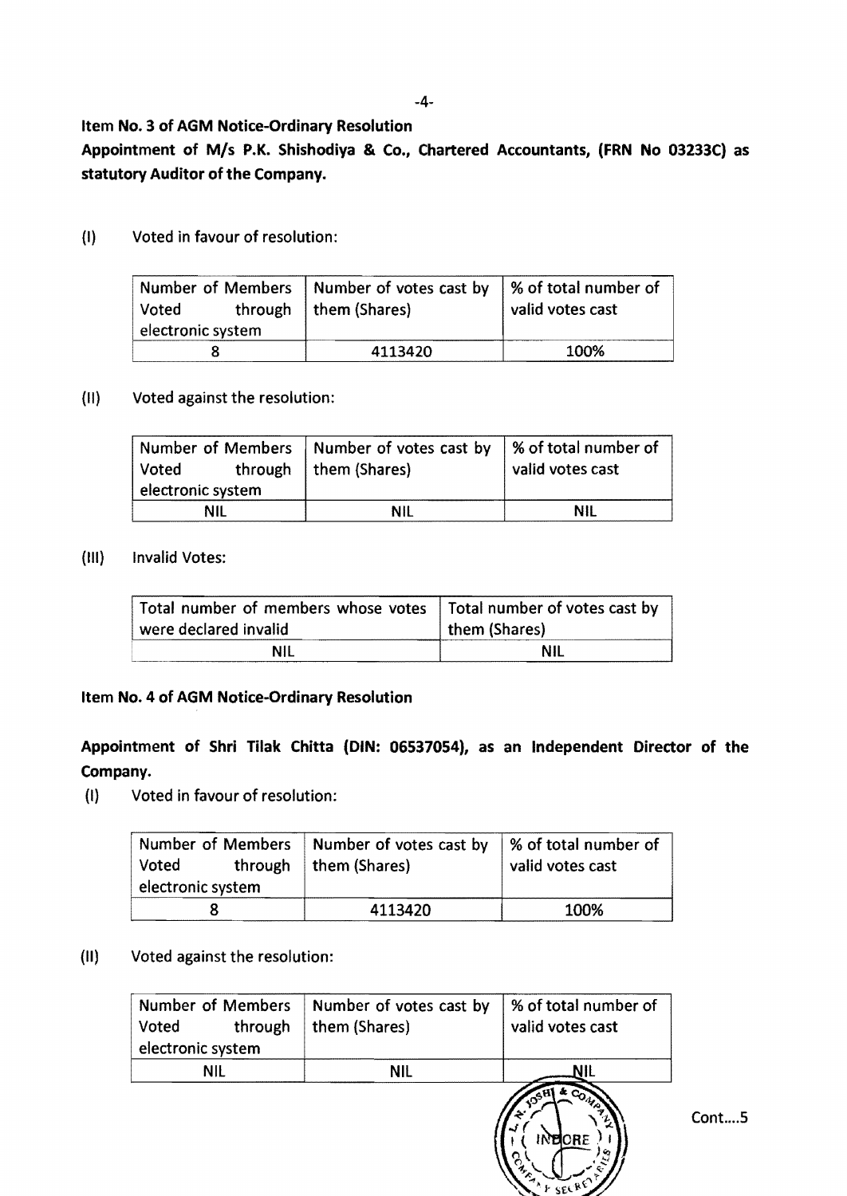**Item No. 3 of AGM Notice-Ordinary Resolution**

**Appointment of M/s P.K. Shishodiya & Co., Chartered Accountants, (FRN No 03233C) as statutory Auditor of the Company.**

(I) Voted in favour of resolution:

| Number of Members Voted through electronic system | Number of votes cast by them (Shares) | % of total number of valid votes cast |
|---|---|---|
| 8 | 4113420 | 100% |

(II) Voted against the resolution:

| Number of Members Voted through electronic system | Number of votes cast by them (Shares) | % of total number of valid votes cast |
|---|---|---|
| NIL | NIL | NIL |

(III) Invalid Votes:

| Total number of members whose votes were declared invalid | Total number of votes cast by them (Shares) |
|---|---|
| NIL | NIL |

**Item No. 4 of AGM Notice-Ordinary Resolution**

**Appointment of Shri Tilak Chitta (DIN: 06537054), as an Independent Director of the Company.**

(I) Voted in favour of resolution:

| Number of Members Voted through electronic system | Number of votes cast by them (Shares) | % of total number of valid votes cast |
|---|---|---|
| 8 | 4113420 | 100% |

(II) Voted against the resolution:

| Number of Members Voted through electronic system | Number of votes cast by them (Shares) | % of total number of valid votes cast |
|---|---|---|
| NIL | NIL | NIL |

Cont....5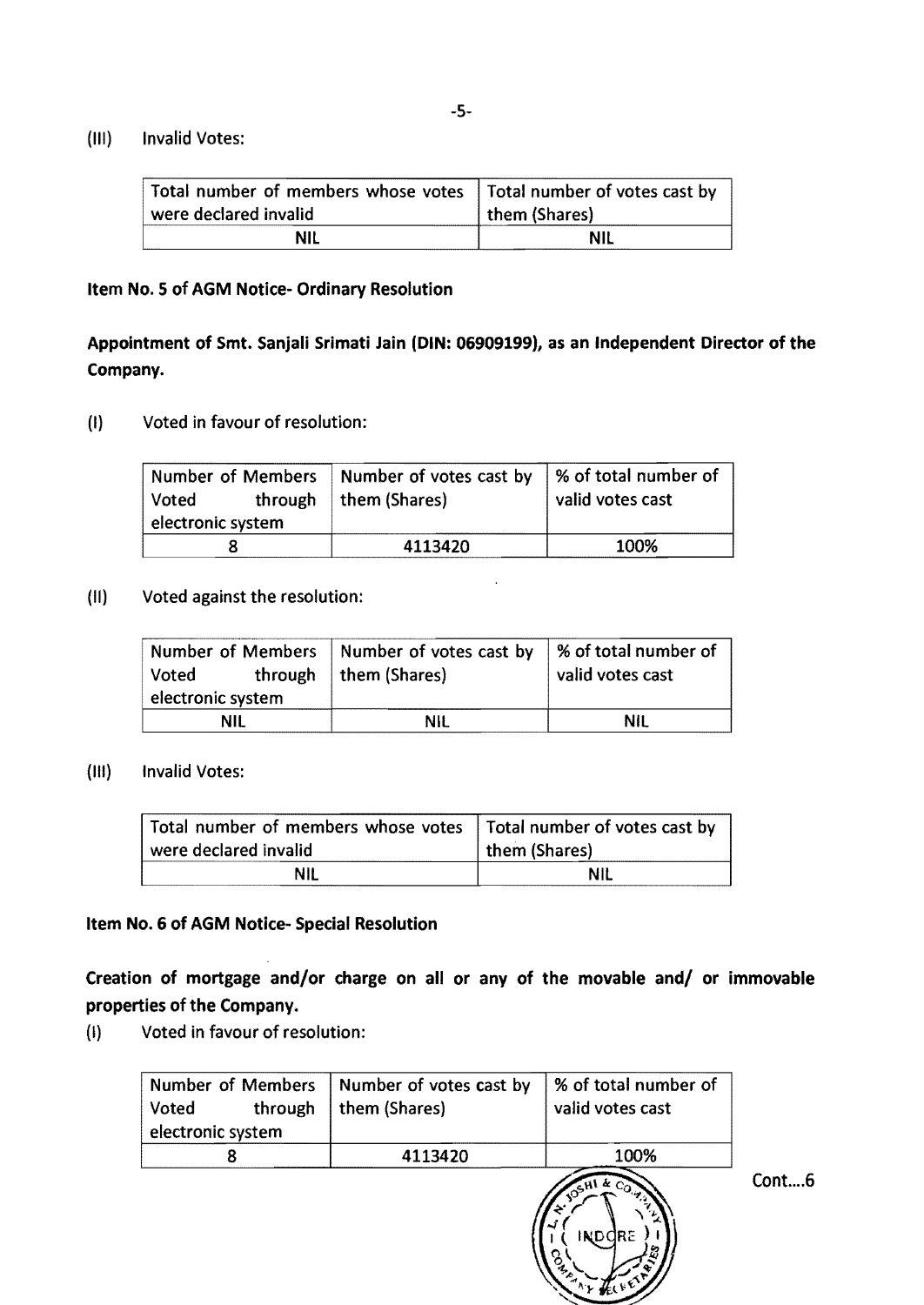(III) Invalid Votes:

| Total number of members whose votes were declared invalid | Total number of votes cast by them (Shares) |
|---|---|
| NIL | NIL |

**Item No. 5 of AGM Notice- Ordinary Resolution**

**Appointment of Smt. Sanjali Srimati Jain (DIN: 06909199), as an Independent Director of the Company.**

(I) Voted in favour of resolution:

| Number of Members Voted through electronic system | Number of votes cast by them (Shares) | % of total number of valid votes cast |
|---|---|---|
| 8 | 4113420 | 100% |

(II) Voted against the resolution:

| Number of Members Voted through electronic system | Number of votes cast by them (Shares) | % of total number of valid votes cast |
|---|---|---|
| NIL | NIL | NIL |

(III) Invalid Votes:

| Total number of members whose votes were declared invalid | Total number of votes cast by them (Shares) |
|---|---|
| NIL | NIL |

**Item No. 6 of AGM Notice- Special Resolution**

**Creation of mortgage and/or charge on all or any of the movable and/ or immovable properties of the Company.**

(I) Voted in favour of resolution:

| Number of Members Voted through electronic system | Number of votes cast by them (Shares) | % of total number of valid votes cast |
|---|---|---|
| 8 | 4113420 | 100% |

Cont....6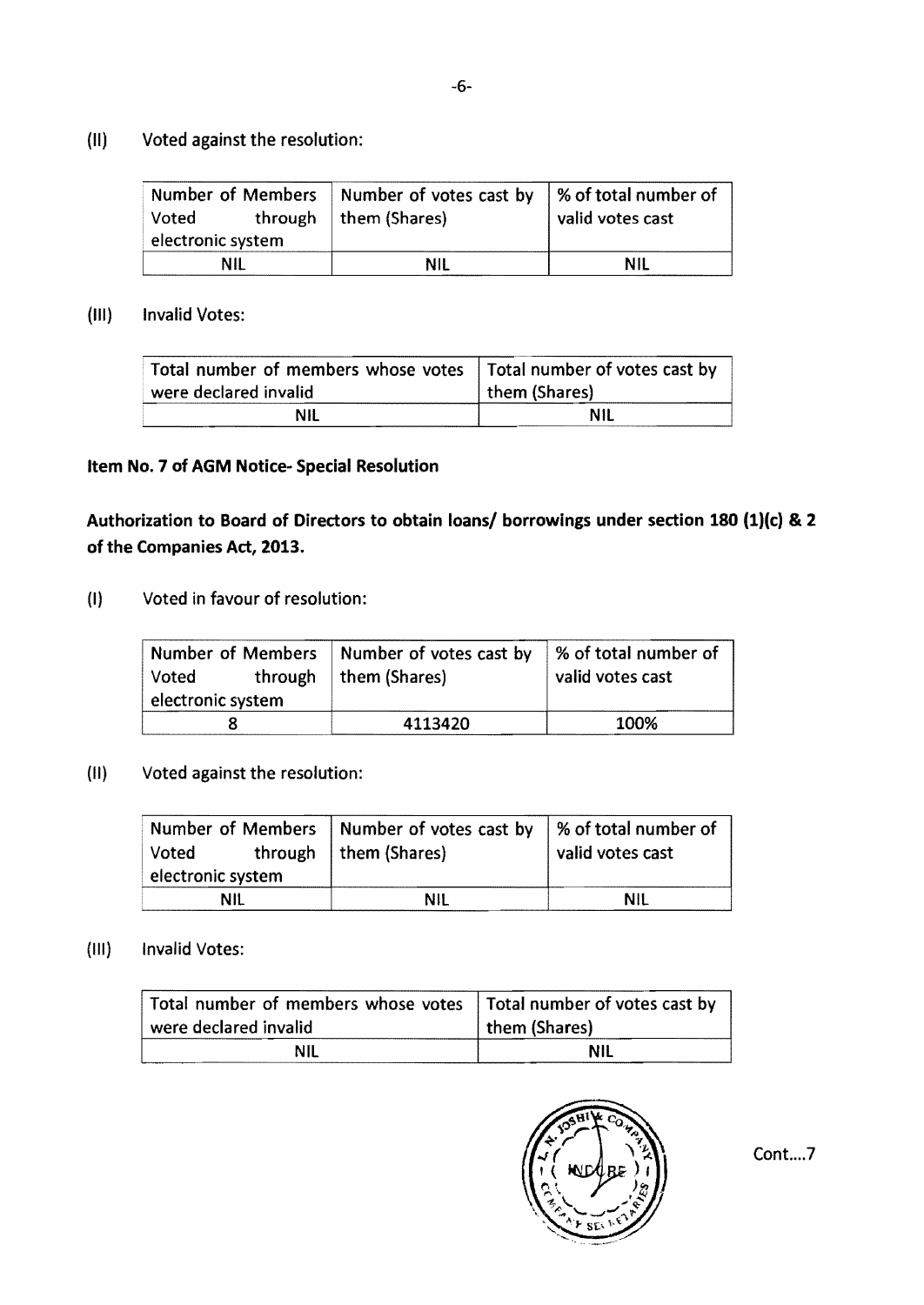(II) Voted against the resolution:

| Number of Members Voted through electronic system | Number of votes cast by them (Shares) | % of total number of valid votes cast |
|---|---|---|
| NIL | NIL | NIL |

(III) Invalid Votes:

| Total number of members whose votes were declared invalid | Total number of votes cast by them (Shares) |
|---|---|
| NIL | NIL |

**Item No. 7 of AGM Notice- Special Resolution**

**Authorization to Board of Directors to obtain loans/ borrowings under section 180 (1)(c) & 2 of the Companies Act, 2013.**

(I) Voted in favour of resolution:

| Number of Members Voted through electronic system | Number of votes cast by them (Shares) | % of total number of valid votes cast |
|---|---|---|
| 8 | 4113420 | 100% |

(II) Voted against the resolution:

| Number of Members Voted through electronic system | Number of votes cast by them (Shares) | % of total number of valid votes cast |
|---|---|---|
| NIL | NIL | NIL |

(III) Invalid Votes:

| Total number of members whose votes were declared invalid | Total number of votes cast by them (Shares) |
|---|---|
| NIL | NIL |

Cont....7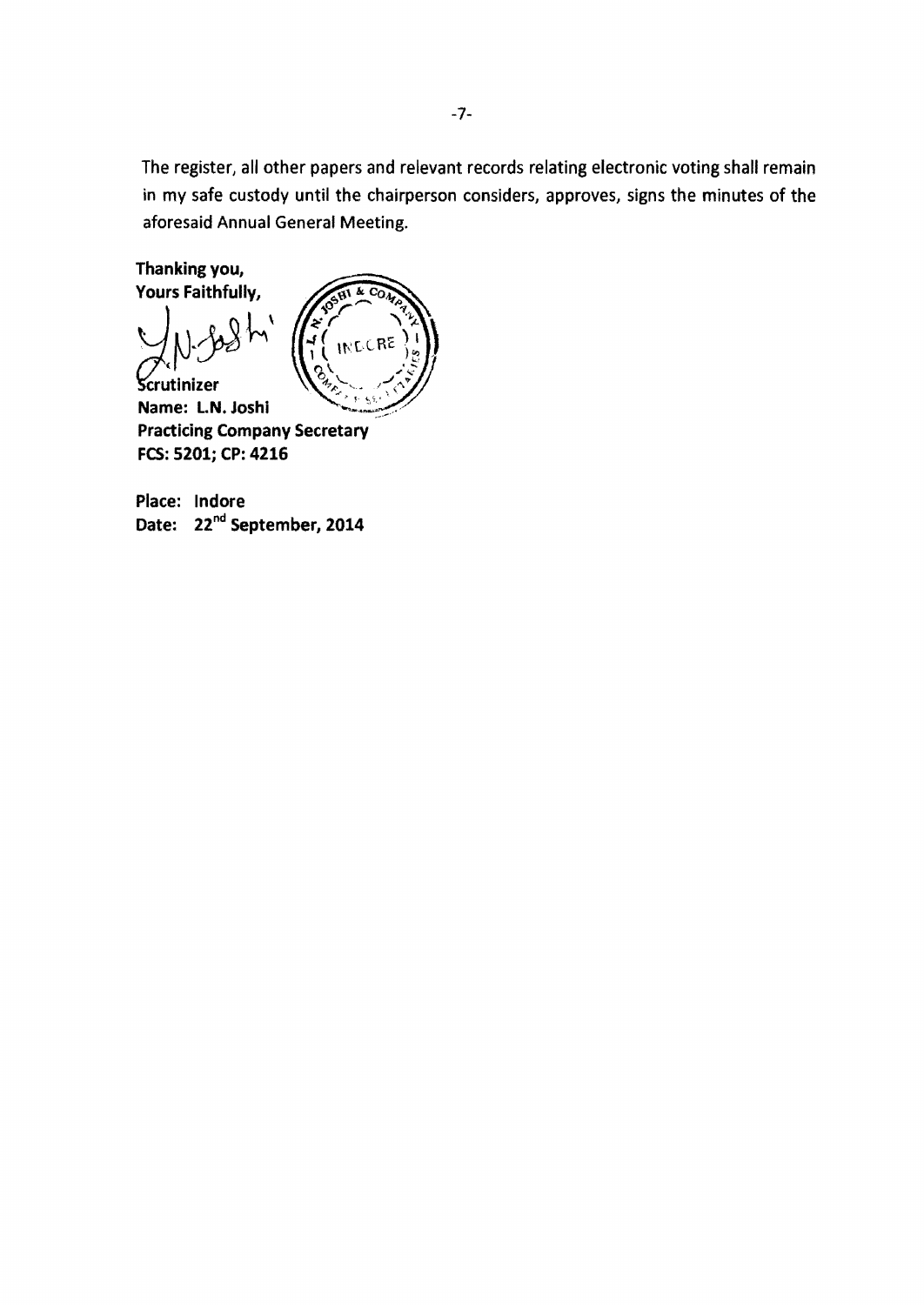The register, all other papers and relevant records relating electronic voting shall remain in my safe custody until the chairperson considers, approves, signs the minutes of the aforesaid Annual General Meeting.

**Thanking you,**
**Yours Faithfully,**

**Scrutinizer**
**Name: L.N. Joshi**
**Practicing Company Secretary**
**FCS: 5201; CP: 4216**

**Place: Indore**
**Date: 22nd September, 2014**